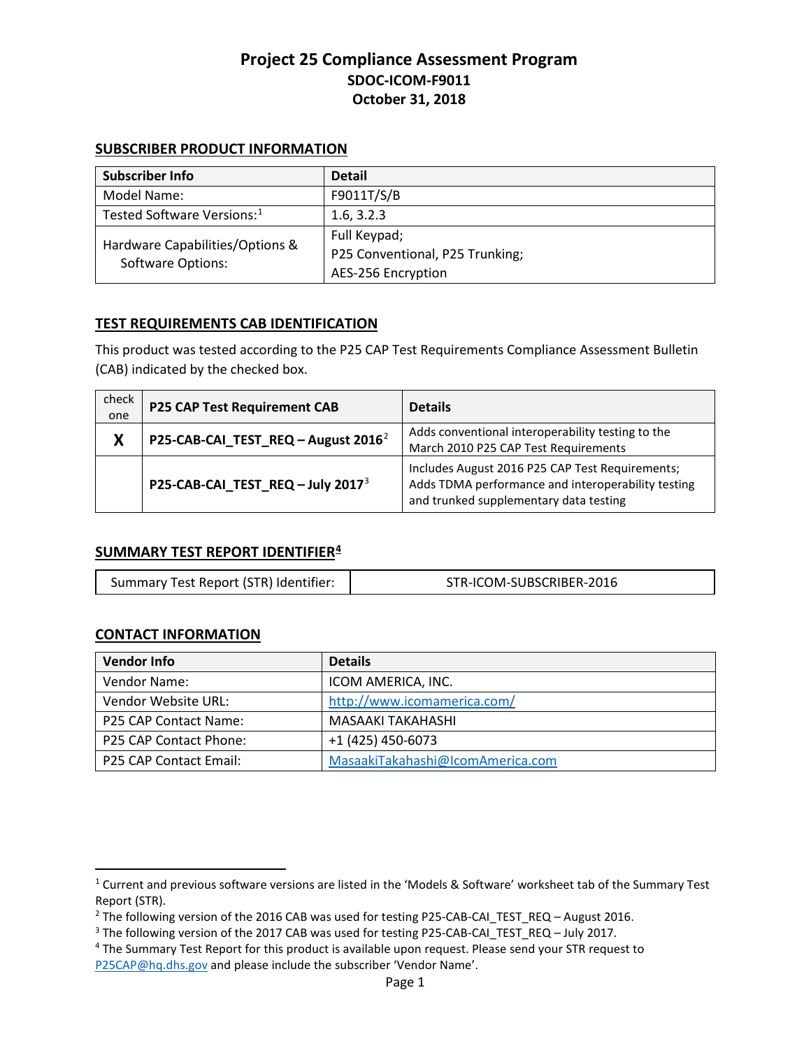# Project 25 Compliance Assessment Program
## SDOC-ICOM-F9011
## October 31, 2018

### SUBSCRIBER PRODUCT INFORMATION

| Subscriber Info | Detail |
|---|---|
| Model Name: | F9011T/S/B |
| Tested Software Versions:[1] | 1.6, 3.2.3 |
| Hardware Capabilities/Options & Software Options: | Full Keypad;<br>P25 Conventional, P25 Trunking;<br>AES-256 Encryption |

### TEST REQUIREMENTS CAB IDENTIFICATION

This product was tested according to the P25 CAP Test Requirements Compliance Assessment Bulletin (CAB) indicated by the checked box.

| check one | P25 CAP Test Requirement CAB | Details |
|---|---|---|
| X | **P25-CAB-CAI_TEST_REQ – August 2016**[2] | Adds conventional interoperability testing to the March 2010 P25 CAP Test Requirements |
| | **P25-CAB-CAI_TEST_REQ – July 2017**[3] | Includes August 2016 P25 CAP Test Requirements; Adds TDMA performance and interoperability testing and trunked supplementary data testing |

### SUMMARY TEST REPORT IDENTIFIER[4]

| Summary Test Report (STR) Identifier: | STR-ICOM-SUBSCRIBER-2016 |
|---|---|

### CONTACT INFORMATION

| Vendor Info | Details |
|---|---|
| Vendor Name: | ICOM AMERICA, INC. |
| Vendor Website URL: | http://www.icomamerica.com/ |
| P25 CAP Contact Name: | MASAAKI TAKAHASHI |
| P25 CAP Contact Phone: | +1 (425) 450-6073 |
| P25 CAP Contact Email: | MasaakiTakahashi@IcomAmerica.com |

---

[1] Current and previous software versions are listed in the 'Models & Software' worksheet tab of the Summary Test Report (STR).

[2] The following version of the 2016 CAB was used for testing P25-CAB-CAI_TEST_REQ – August 2016.

[3] The following version of the 2017 CAB was used for testing P25-CAB-CAI_TEST_REQ – July 2017.

[4] The Summary Test Report for this product is available upon request. Please send your STR request to P25CAP@hq.dhs.gov and please include the subscriber 'Vendor Name'.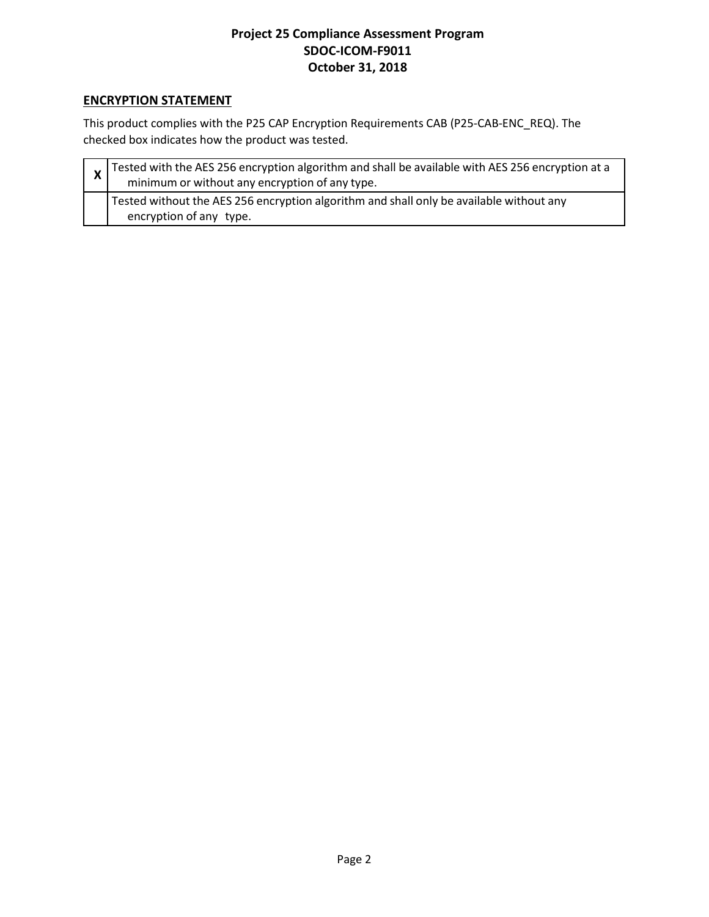## ENCRYPTION STATEMENT

This product complies with the P25 CAP Encryption Requirements CAB (P25-CAB-ENC_REQ). The checked box indicates how the product was tested.

| | |
|---|---|
| **X** | Tested with the AES 256 encryption algorithm and shall be available with AES 256 encryption at a minimum or without any encryption of any type. |
| | Tested without the AES 256 encryption algorithm and shall only be available without any encryption of any type. |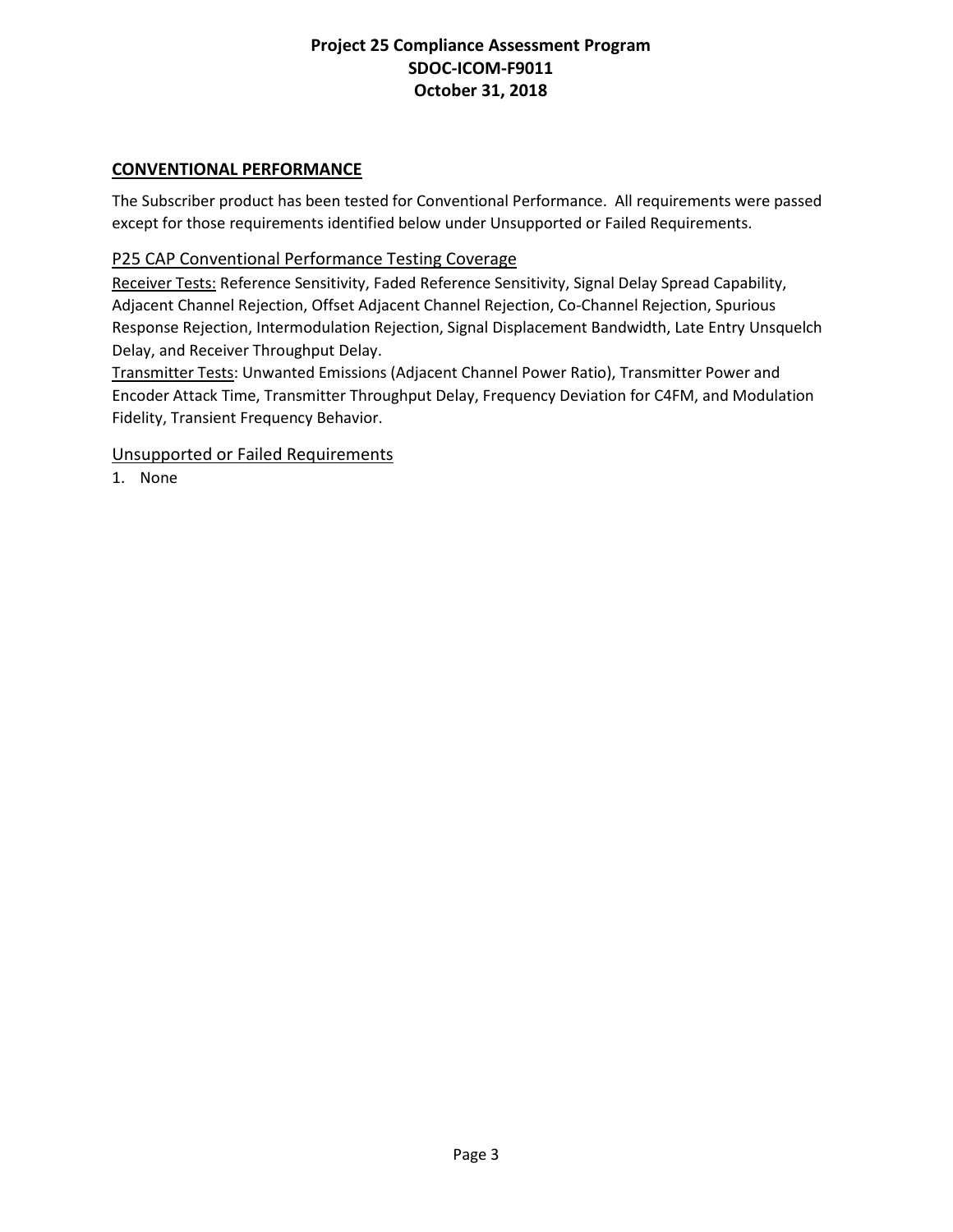## CONVENTIONAL PERFORMANCE

The Subscriber product has been tested for Conventional Performance. All requirements were passed except for those requirements identified below under Unsupported or Failed Requirements.

### P25 CAP Conventional Performance Testing Coverage

Receiver Tests: Reference Sensitivity, Faded Reference Sensitivity, Signal Delay Spread Capability, Adjacent Channel Rejection, Offset Adjacent Channel Rejection, Co-Channel Rejection, Spurious Response Rejection, Intermodulation Rejection, Signal Displacement Bandwidth, Late Entry Unsquelch Delay, and Receiver Throughput Delay.

Transmitter Tests: Unwanted Emissions (Adjacent Channel Power Ratio), Transmitter Power and Encoder Attack Time, Transmitter Throughput Delay, Frequency Deviation for C4FM, and Modulation Fidelity, Transient Frequency Behavior.

### Unsupported or Failed Requirements

1. None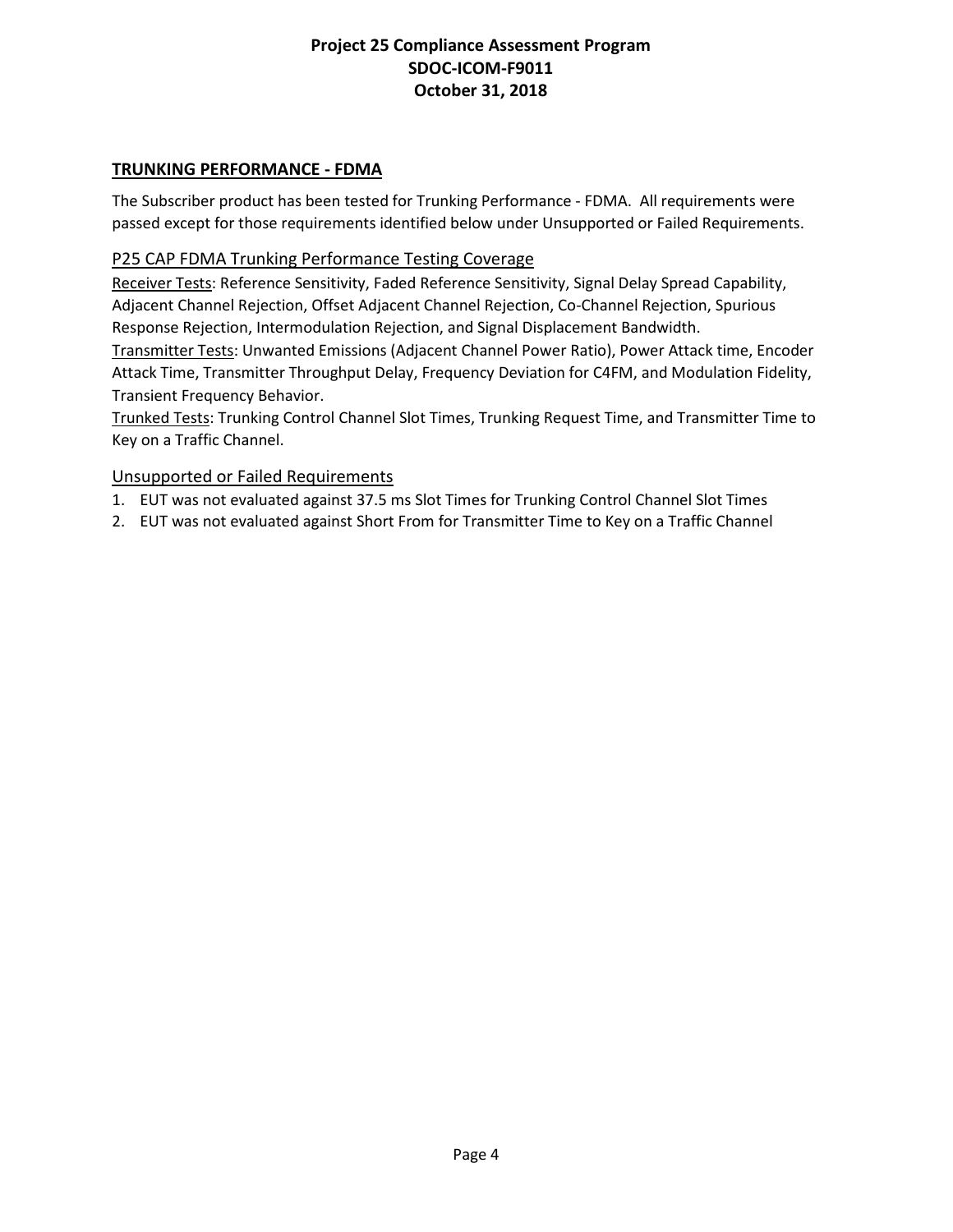## TRUNKING PERFORMANCE - FDMA

The Subscriber product has been tested for Trunking Performance - FDMA. All requirements were passed except for those requirements identified below under Unsupported or Failed Requirements.

### P25 CAP FDMA Trunking Performance Testing Coverage

Receiver Tests: Reference Sensitivity, Faded Reference Sensitivity, Signal Delay Spread Capability, Adjacent Channel Rejection, Offset Adjacent Channel Rejection, Co-Channel Rejection, Spurious Response Rejection, Intermodulation Rejection, and Signal Displacement Bandwidth.

Transmitter Tests: Unwanted Emissions (Adjacent Channel Power Ratio), Power Attack time, Encoder Attack Time, Transmitter Throughput Delay, Frequency Deviation for C4FM, and Modulation Fidelity, Transient Frequency Behavior.

Trunked Tests: Trunking Control Channel Slot Times, Trunking Request Time, and Transmitter Time to Key on a Traffic Channel.

### Unsupported or Failed Requirements

1. EUT was not evaluated against 37.5 ms Slot Times for Trunking Control Channel Slot Times
2. EUT was not evaluated against Short From for Transmitter Time to Key on a Traffic Channel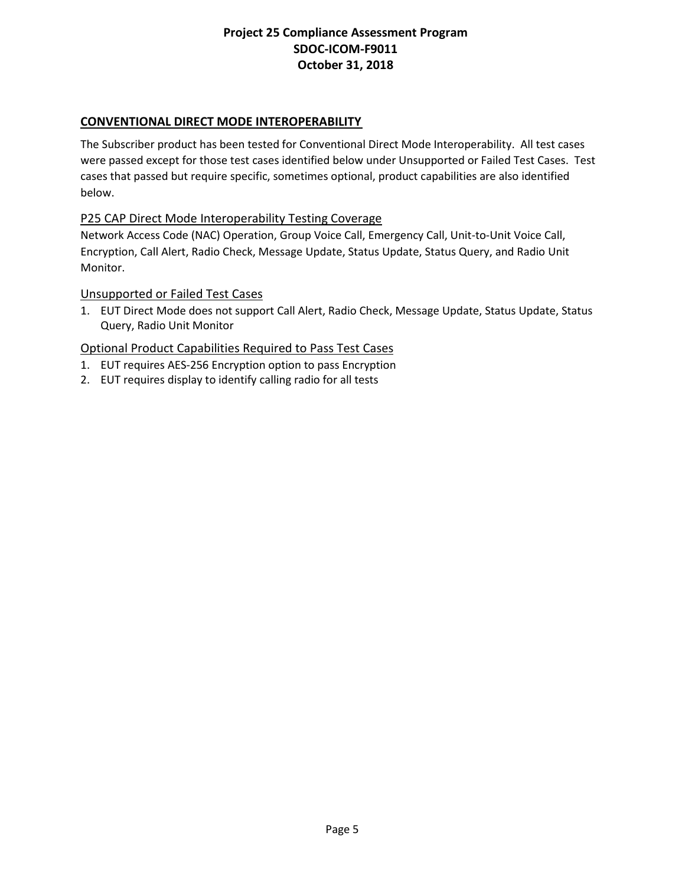## CONVENTIONAL DIRECT MODE INTEROPERABILITY

The Subscriber product has been tested for Conventional Direct Mode Interoperability. All test cases were passed except for those test cases identified below under Unsupported or Failed Test Cases. Test cases that passed but require specific, sometimes optional, product capabilities are also identified below.

### P25 CAP Direct Mode Interoperability Testing Coverage

Network Access Code (NAC) Operation, Group Voice Call, Emergency Call, Unit-to-Unit Voice Call, Encryption, Call Alert, Radio Check, Message Update, Status Update, Status Query, and Radio Unit Monitor.

### Unsupported or Failed Test Cases

1. EUT Direct Mode does not support Call Alert, Radio Check, Message Update, Status Update, Status Query, Radio Unit Monitor

### Optional Product Capabilities Required to Pass Test Cases

1. EUT requires AES-256 Encryption option to pass Encryption
2. EUT requires display to identify calling radio for all tests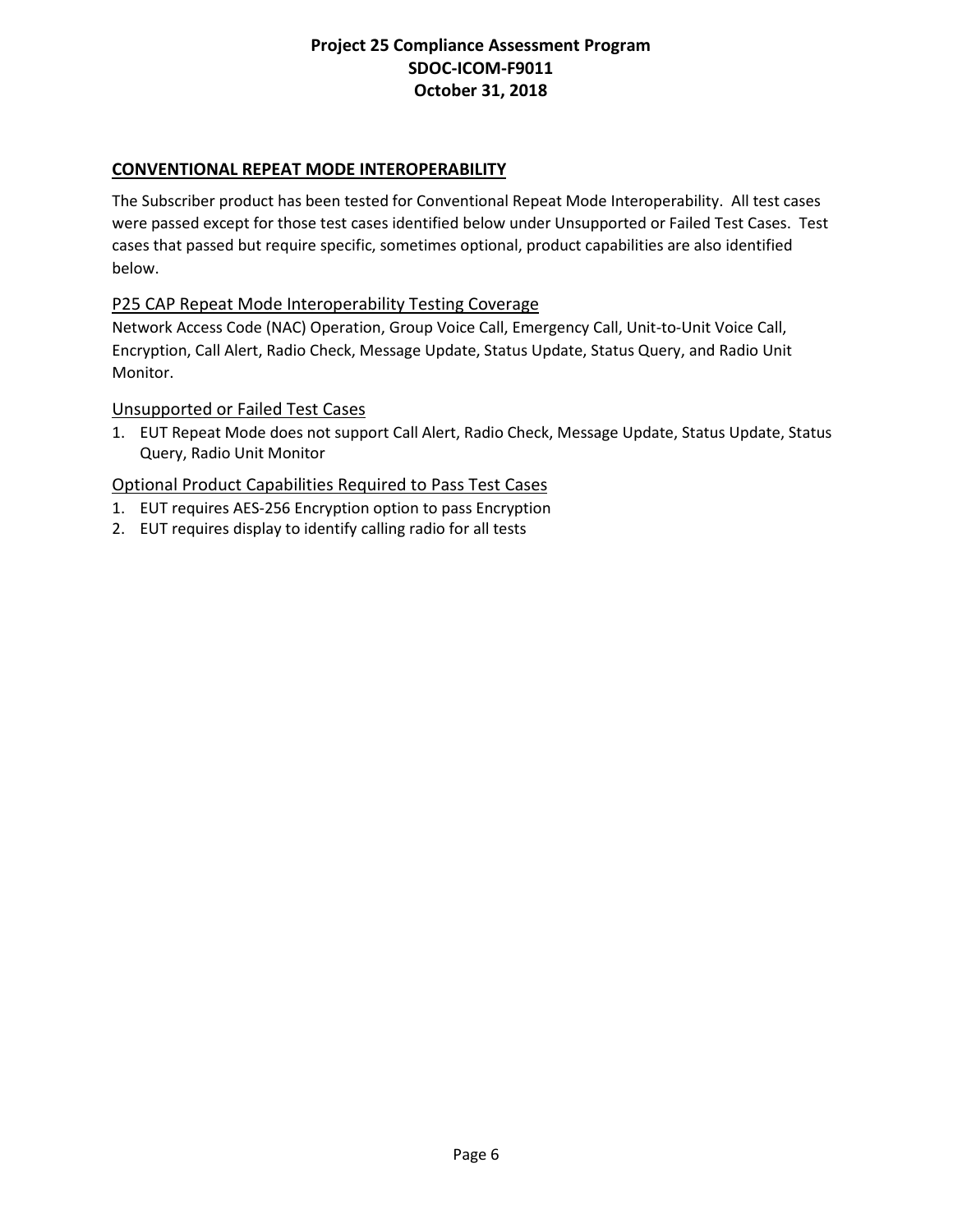## CONVENTIONAL REPEAT MODE INTEROPERABILITY

The Subscriber product has been tested for Conventional Repeat Mode Interoperability. All test cases were passed except for those test cases identified below under Unsupported or Failed Test Cases. Test cases that passed but require specific, sometimes optional, product capabilities are also identified below.

### P25 CAP Repeat Mode Interoperability Testing Coverage

Network Access Code (NAC) Operation, Group Voice Call, Emergency Call, Unit-to-Unit Voice Call, Encryption, Call Alert, Radio Check, Message Update, Status Update, Status Query, and Radio Unit Monitor.

### Unsupported or Failed Test Cases

1. EUT Repeat Mode does not support Call Alert, Radio Check, Message Update, Status Update, Status Query, Radio Unit Monitor

### Optional Product Capabilities Required to Pass Test Cases

1. EUT requires AES-256 Encryption option to pass Encryption
2. EUT requires display to identify calling radio for all tests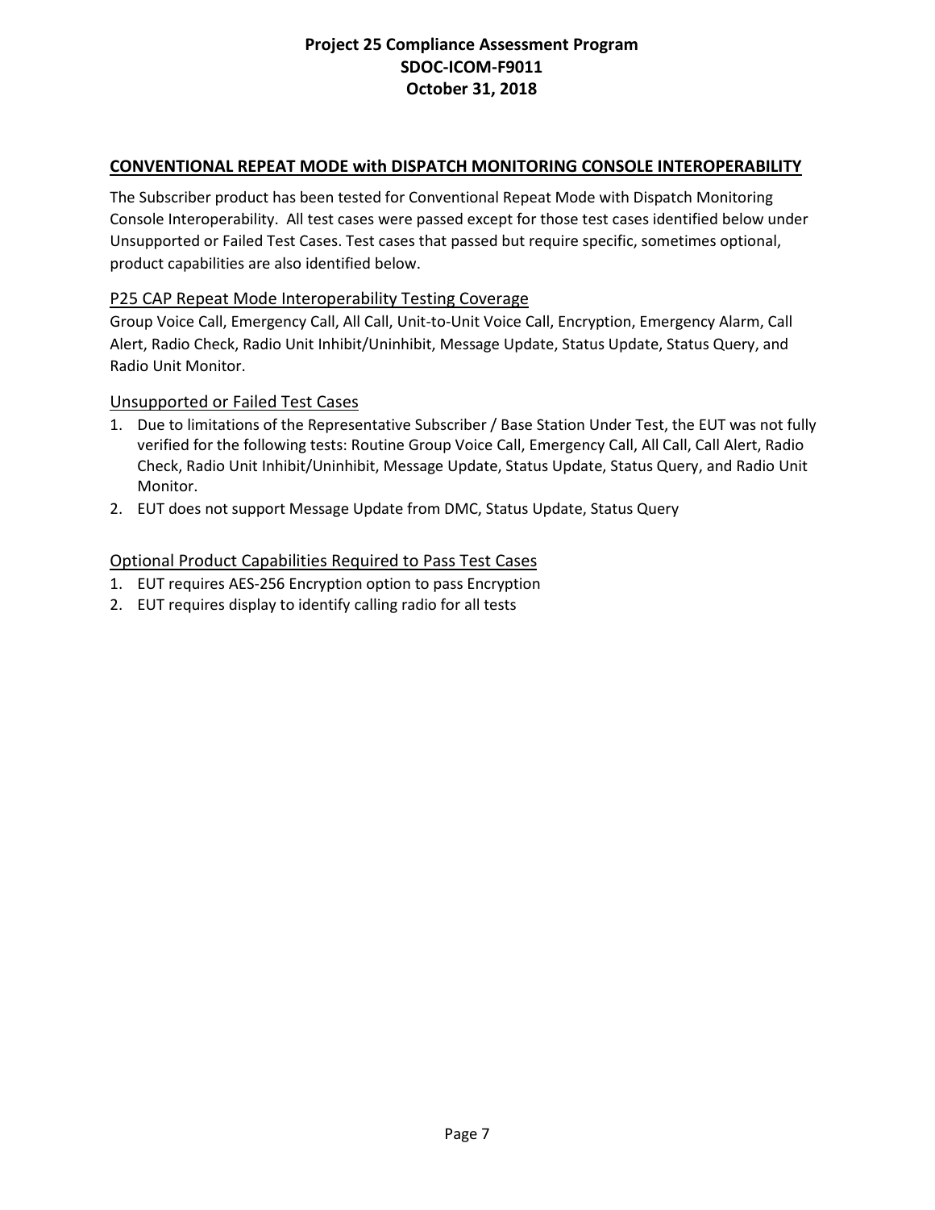## CONVENTIONAL REPEAT MODE with DISPATCH MONITORING CONSOLE INTEROPERABILITY

The Subscriber product has been tested for Conventional Repeat Mode with Dispatch Monitoring Console Interoperability. All test cases were passed except for those test cases identified below under Unsupported or Failed Test Cases. Test cases that passed but require specific, sometimes optional, product capabilities are also identified below.

### P25 CAP Repeat Mode Interoperability Testing Coverage

Group Voice Call, Emergency Call, All Call, Unit-to-Unit Voice Call, Encryption, Emergency Alarm, Call Alert, Radio Check, Radio Unit Inhibit/Uninhibit, Message Update, Status Update, Status Query, and Radio Unit Monitor.

### Unsupported or Failed Test Cases

1. Due to limitations of the Representative Subscriber / Base Station Under Test, the EUT was not fully verified for the following tests: Routine Group Voice Call, Emergency Call, All Call, Call Alert, Radio Check, Radio Unit Inhibit/Uninhibit, Message Update, Status Update, Status Query, and Radio Unit Monitor.
2. EUT does not support Message Update from DMC, Status Update, Status Query

### Optional Product Capabilities Required to Pass Test Cases

1. EUT requires AES-256 Encryption option to pass Encryption
2. EUT requires display to identify calling radio for all tests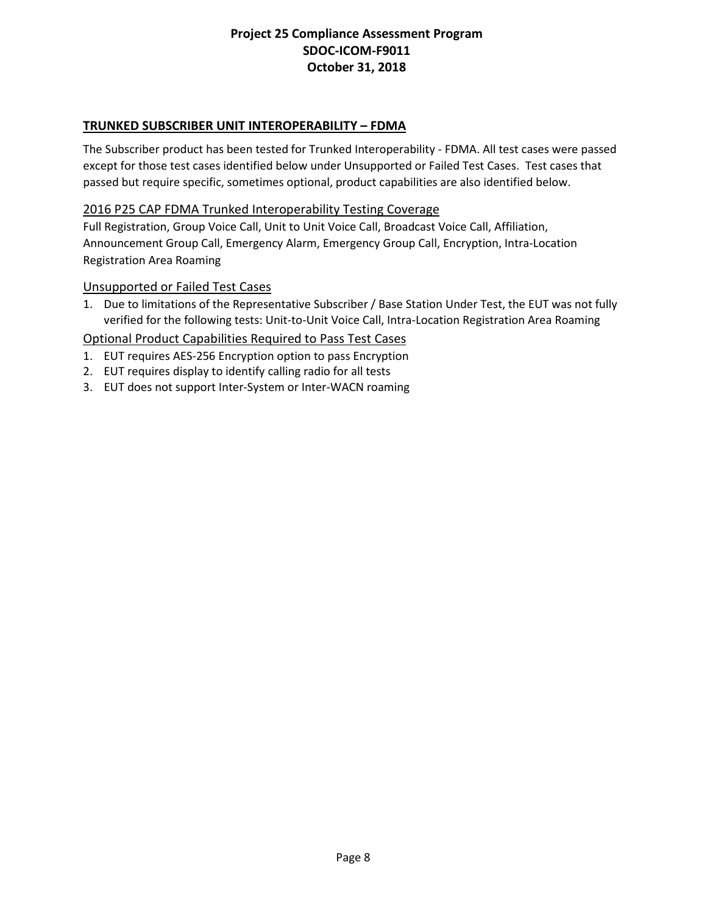## TRUNKED SUBSCRIBER UNIT INTEROPERABILITY – FDMA

The Subscriber product has been tested for Trunked Interoperability - FDMA. All test cases were passed except for those test cases identified below under Unsupported or Failed Test Cases. Test cases that passed but require specific, sometimes optional, product capabilities are also identified below.

### 2016 P25 CAP FDMA Trunked Interoperability Testing Coverage

Full Registration, Group Voice Call, Unit to Unit Voice Call, Broadcast Voice Call, Affiliation, Announcement Group Call, Emergency Alarm, Emergency Group Call, Encryption, Intra-Location Registration Area Roaming

### Unsupported or Failed Test Cases

1. Due to limitations of the Representative Subscriber / Base Station Under Test, the EUT was not fully verified for the following tests: Unit-to-Unit Voice Call, Intra-Location Registration Area Roaming

### Optional Product Capabilities Required to Pass Test Cases

1. EUT requires AES-256 Encryption option to pass Encryption
2. EUT requires display to identify calling radio for all tests
3. EUT does not support Inter-System or Inter-WACN roaming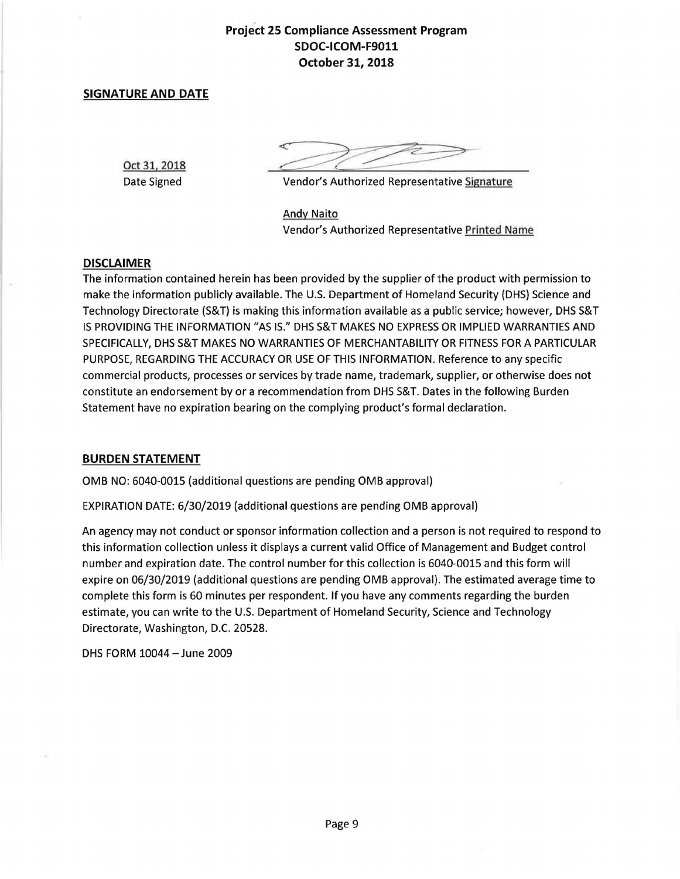**Project 25 Compliance Assessment Program**
**SDOC-ICOM-F9011**
**October 31, 2018**

## SIGNATURE AND DATE

Oct 31, 2018
Date Signed

Vendor's Authorized Representative Signature

Andy Naito
Vendor's Authorized Representative Printed Name

## DISCLAIMER

The information contained herein has been provided by the supplier of the product with permission to make the information publicly available. The U.S. Department of Homeland Security (DHS) Science and Technology Directorate (S&T) is making this information available as a public service; however, DHS S&T IS PROVIDING THE INFORMATION "AS IS." DHS S&T MAKES NO EXPRESS OR IMPLIED WARRANTIES AND SPECIFICALLY, DHS S&T MAKES NO WARRANTIES OF MERCHANTABILITY OR FITNESS FOR A PARTICULAR PURPOSE, REGARDING THE ACCURACY OR USE OF THIS INFORMATION. Reference to any specific commercial products, processes or services by trade name, trademark, supplier, or otherwise does not constitute an endorsement by or a recommendation from DHS S&T. Dates in the following Burden Statement have no expiration bearing on the complying product's formal declaration.

## BURDEN STATEMENT

OMB NO: 6040-0015 (additional questions are pending OMB approval)

EXPIRATION DATE: 6/30/2019 (additional questions are pending OMB approval)

An agency may not conduct or sponsor information collection and a person is not required to respond to this information collection unless it displays a current valid Office of Management and Budget control number and expiration date. The control number for this collection is 6040-0015 and this form will expire on 06/30/2019 (additional questions are pending OMB approval). The estimated average time to complete this form is 60 minutes per respondent. If you have any comments regarding the burden estimate, you can write to the U.S. Department of Homeland Security, Science and Technology Directorate, Washington, D.C. 20528.

DHS FORM 10044 – June 2009